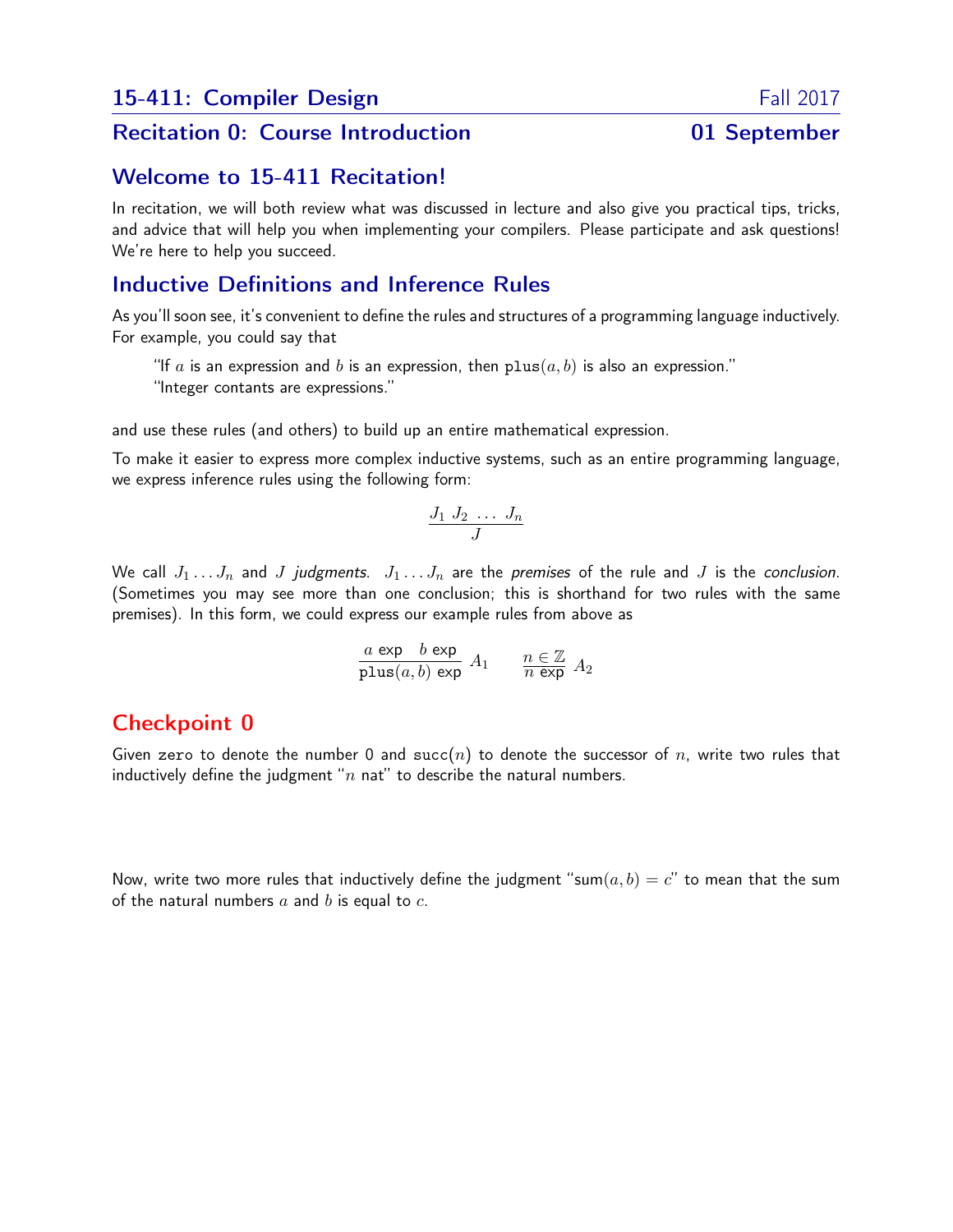## 15-411: Compiler Design — Fall 2017

## Recitation 0: Course Introduction — 01 September

### Welcome to 15-411 Recitation!

In recitation, we will both review what was discussed in lecture and also give you practical tips, tricks, and advice that will help you when implementing your compilers. Please participate and ask questions! We're here to help you succeed.

### Inductive Definitions and Inference Rules

As you'll soon see, it's convenient to define the rules and structures of a programming language inductively. For example, you could say that

> "If $a$ is an expression and $b$ is an expression, then $\texttt{plus}(a, b)$ is also an expression."
> "Integer contants are expressions."

and use these rules (and others) to build up an entire mathematical expression.

To make it easier to express more complex inductive systems, such as an entire programming language, we express inference rules using the following form:

$$\frac{J_1 \; J_2 \; \dots \; J_n}{J}$$

We call $J_1 \dots J_n$ and $J$ *judgments*. $J_1 \dots J_n$ are the *premises* of the rule and $J$ is the *conclusion*. (Sometimes you may see more than one conclusion; this is shorthand for two rules with the same premises). In this form, we could express our example rules from above as

$$\frac{a \;\textsf{exp} \quad b \;\textsf{exp}}{\texttt{plus}(a, b) \;\textsf{exp}} \, A_1 \qquad \frac{n \in \mathbb{Z}}{n \;\textsf{exp}} \, A_2$$

### Checkpoint 0

Given $\texttt{zero}$ to denote the number 0 and $\texttt{succ}(n)$ to denote the successor of $n$, write two rules that inductively define the judgment "$n$ nat" to describe the natural numbers.

Now, write two more rules that inductively define the judgment "$\text{sum}(a, b) = c$" to mean that the sum of the natural numbers $a$ and $b$ is equal to $c$.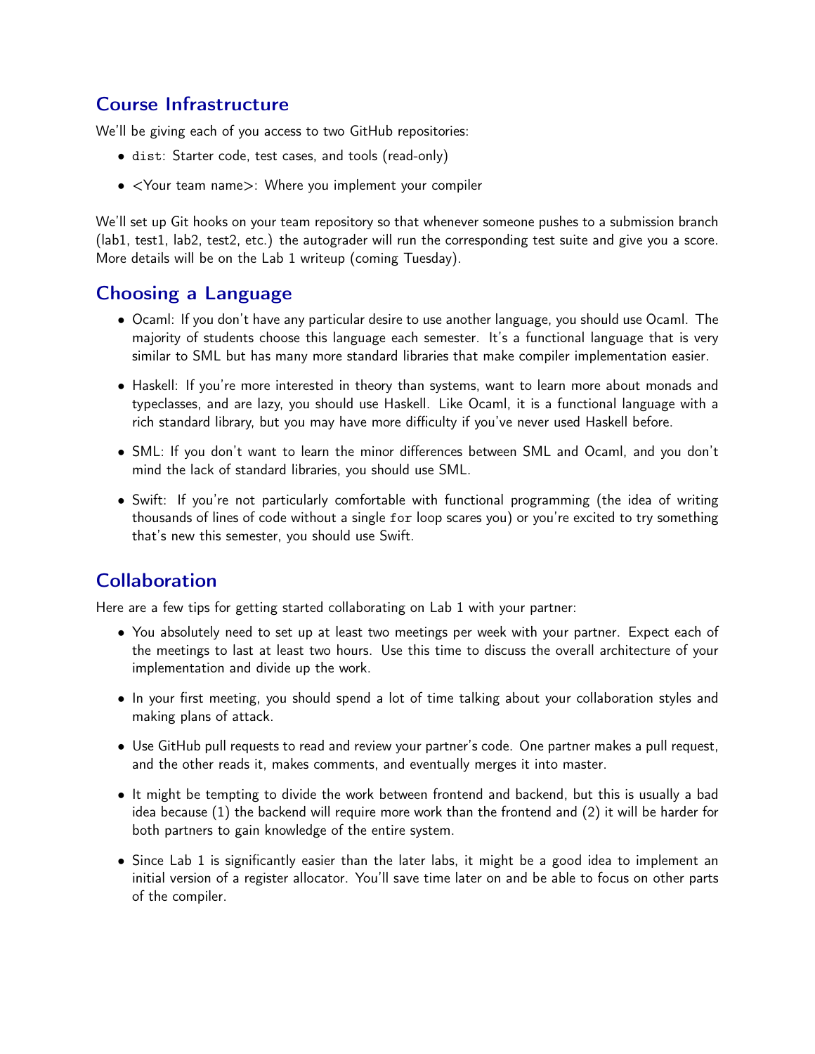## Course Infrastructure

We'll be giving each of you access to two GitHub repositories:

- `dist`: Starter code, test cases, and tools (read-only)
- <Your team name>: Where you implement your compiler

We'll set up Git hooks on your team repository so that whenever someone pushes to a submission branch (lab1, test1, lab2, test2, etc.) the autograder will run the corresponding test suite and give you a score. More details will be on the Lab 1 writeup (coming Tuesday).

## Choosing a Language

- Ocaml: If you don't have any particular desire to use another language, you should use Ocaml. The majority of students choose this language each semester. It's a functional language that is very similar to SML but has many more standard libraries that make compiler implementation easier.
- Haskell: If you're more interested in theory than systems, want to learn more about monads and typeclasses, and are lazy, you should use Haskell. Like Ocaml, it is a functional language with a rich standard library, but you may have more difficulty if you've never used Haskell before.
- SML: If you don't want to learn the minor differences between SML and Ocaml, and you don't mind the lack of standard libraries, you should use SML.
- Swift: If you're not particularly comfortable with functional programming (the idea of writing thousands of lines of code without a single `for` loop scares you) or you're excited to try something that's new this semester, you should use Swift.

## Collaboration

Here are a few tips for getting started collaborating on Lab 1 with your partner:

- You absolutely need to set up at least two meetings per week with your partner. Expect each of the meetings to last at least two hours. Use this time to discuss the overall architecture of your implementation and divide up the work.
- In your first meeting, you should spend a lot of time talking about your collaboration styles and making plans of attack.
- Use GitHub pull requests to read and review your partner's code. One partner makes a pull request, and the other reads it, makes comments, and eventually merges it into master.
- It might be tempting to divide the work between frontend and backend, but this is usually a bad idea because (1) the backend will require more work than the frontend and (2) it will be harder for both partners to gain knowledge of the entire system.
- Since Lab 1 is significantly easier than the later labs, it might be a good idea to implement an initial version of a register allocator. You'll save time later on and be able to focus on other parts of the compiler.